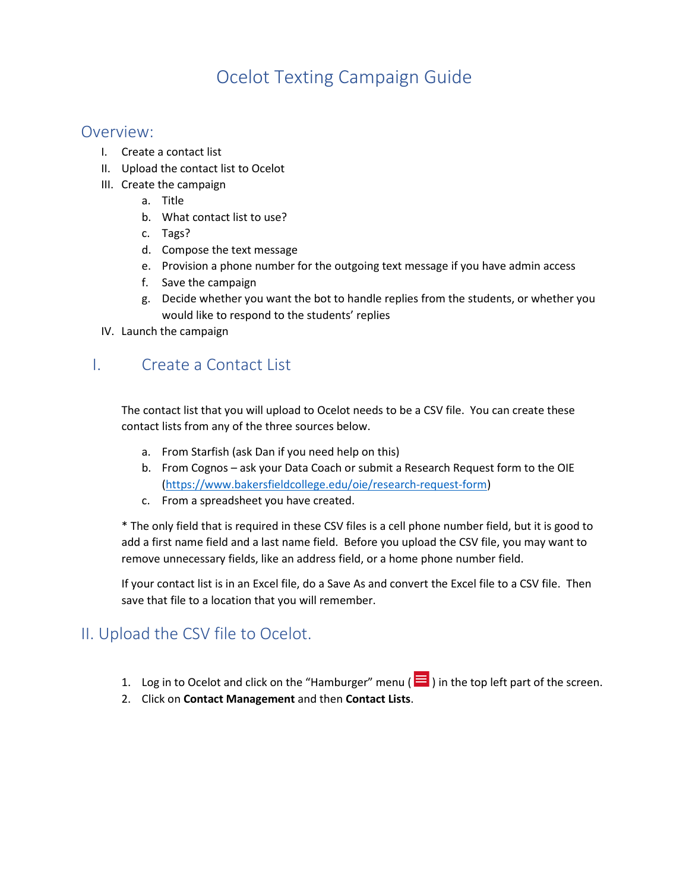# Ocelot Texting Campaign Guide

## Overview:

- I. Create a contact list
- II. Upload the contact list to Ocelot
- III. Create the campaign
  - a. Title
  - b. What contact list to use?
  - c. Tags?
  - d. Compose the text message
  - e. Provision a phone number for the outgoing text message if you have admin access
  - f. Save the campaign
  - g. Decide whether you want the bot to handle replies from the students, or whether you would like to respond to the students' replies
- IV. Launch the campaign

## I. Create a Contact List

The contact list that you will upload to Ocelot needs to be a CSV file. You can create these contact lists from any of the three sources below.

- a. From Starfish (ask Dan if you need help on this)
- b. From Cognos – ask your Data Coach or submit a Research Request form to the OIE (https://www.bakersfieldcollege.edu/oie/research-request-form)
- c. From a spreadsheet you have created.

* The only field that is required in these CSV files is a cell phone number field, but it is good to add a first name field and a last name field. Before you upload the CSV file, you may want to remove unnecessary fields, like an address field, or a home phone number field.

If your contact list is in an Excel file, do a Save As and convert the Excel file to a CSV file. Then save that file to a location that you will remember.

## II. Upload the CSV file to Ocelot.

1. Log in to Ocelot and click on the "Hamburger" menu ( ) in the top left part of the screen.
2. Click on **Contact Management** and then **Contact Lists**.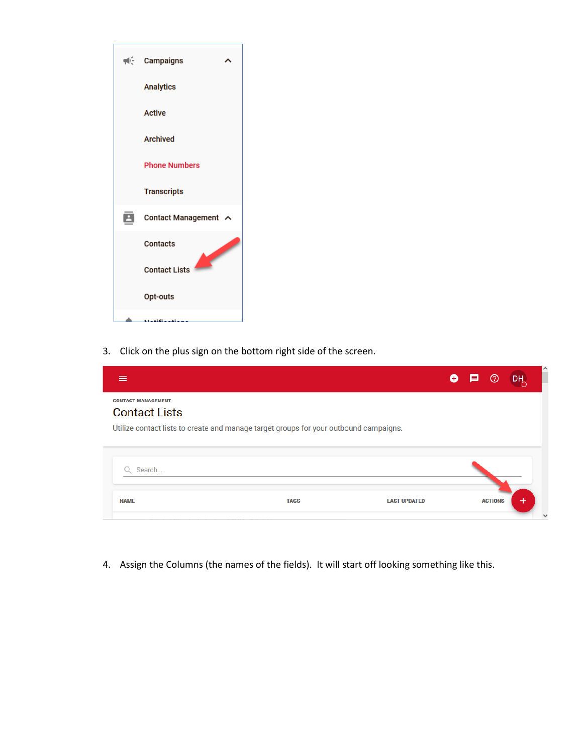3. Click on the plus sign on the bottom right side of the screen.

4. Assign the Columns (the names of the fields). It will start off looking something like this.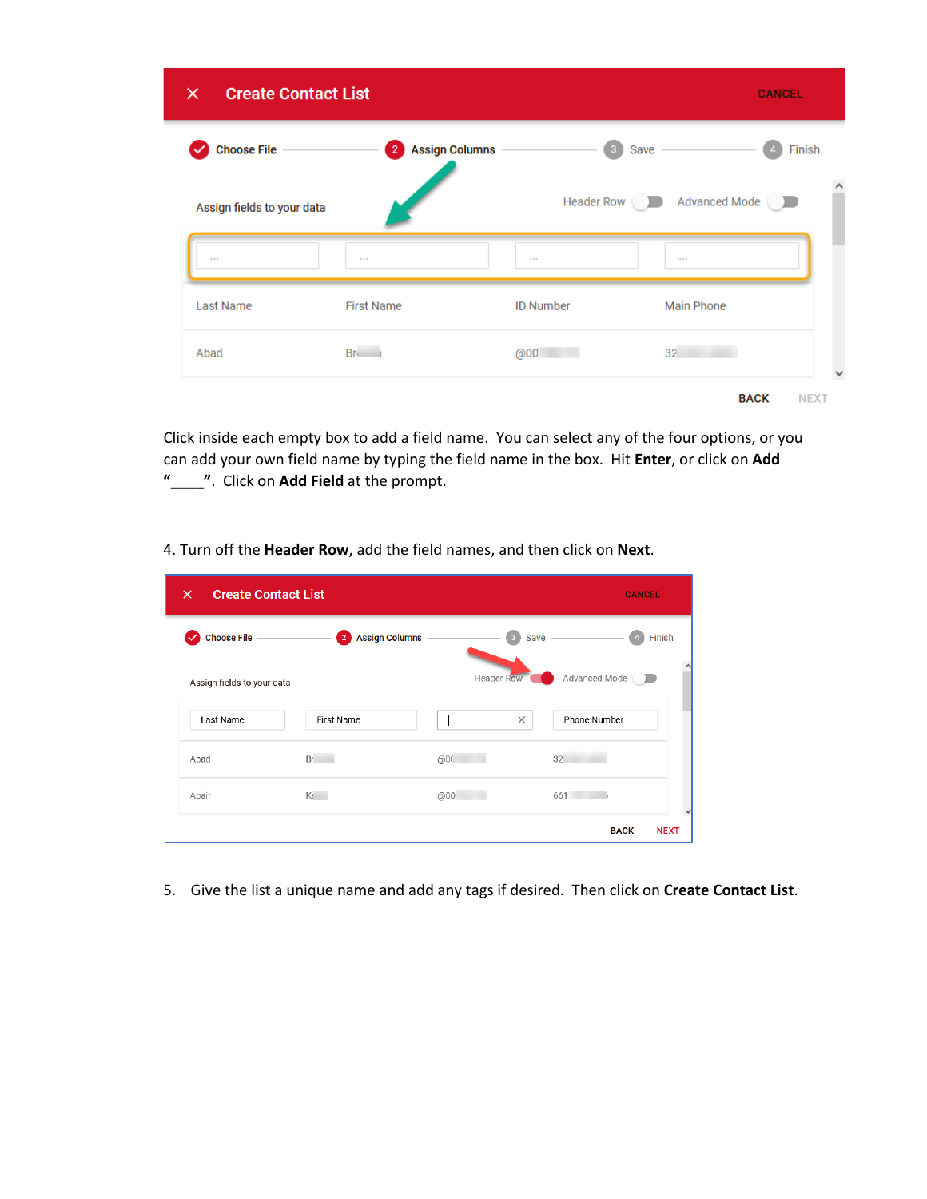Click inside each empty box to add a field name. You can select any of the four options, or you can add your own field name by typing the field name in the box. Hit **Enter**, or click on **Add "____"**. Click on **Add Field** at the prompt.

4. Turn off the **Header Row**, add the field names, and then click on **Next**.

5. Give the list a unique name and add any tags if desired. Then click on **Create Contact List**.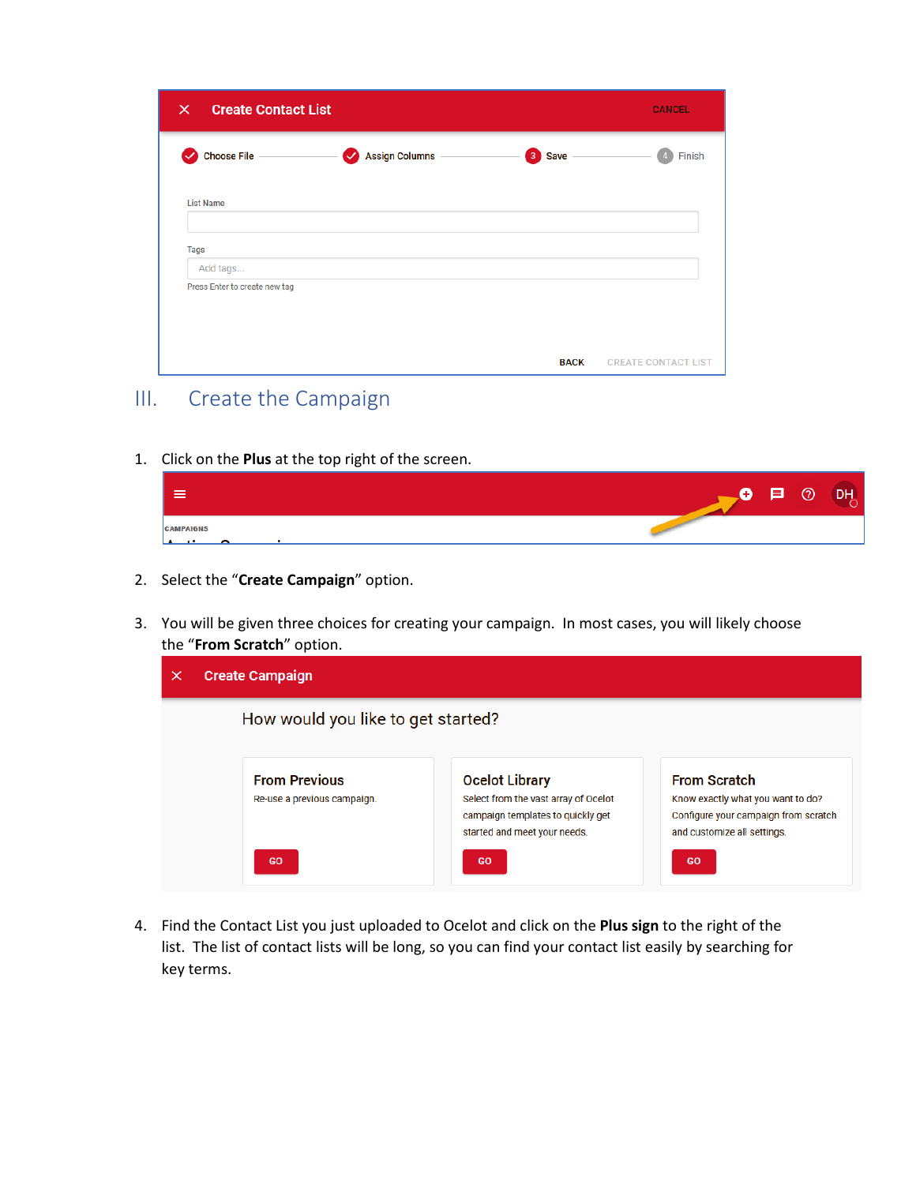## III. Create the Campaign

1. Click on the **Plus** at the top right of the screen.

2. Select the "**Create Campaign**" option.

3. You will be given three choices for creating your campaign. In most cases, you will likely choose the "**From Scratch**" option.

4. Find the Contact List you just uploaded to Ocelot and click on the **Plus sign** to the right of the list. The list of contact lists will be long, so you can find your contact list easily by searching for key terms.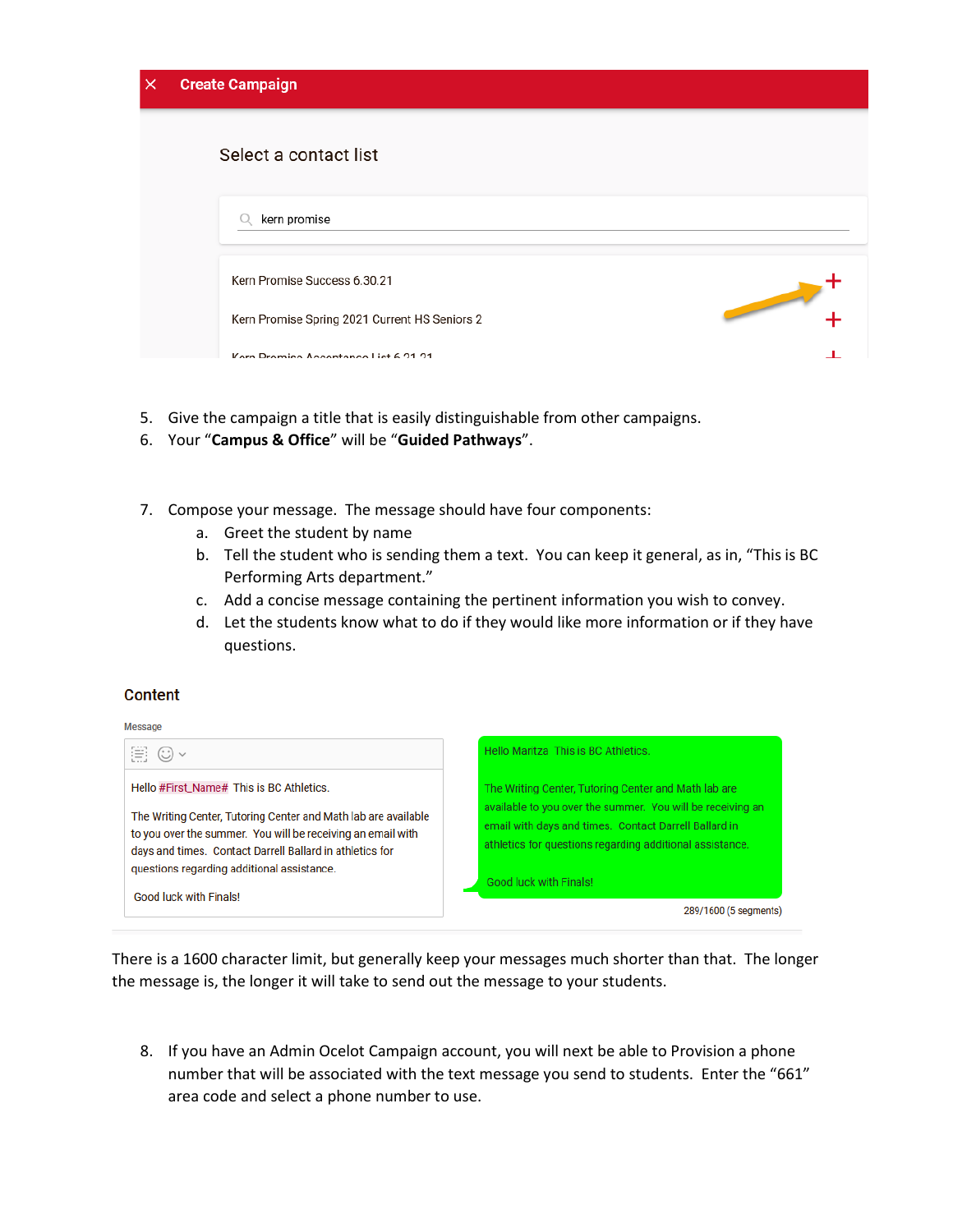Create Campaign

Select a contact list

kern promise

Kern Promise Success 6.30.21

Kern Promise Spring 2021 Current HS Seniors 2

5. Give the campaign a title that is easily distinguishable from other campaigns.
6. Your "**Campus & Office**" will be "**Guided Pathways**".

7. Compose your message. The message should have four components:
   a. Greet the student by name
   b. Tell the student who is sending them a text. You can keep it general, as in, "This is BC Performing Arts department."
   c. Add a concise message containing the pertinent information you wish to convey.
   d. Let the students know what to do if they would like more information or if they have questions.

**Content**

Message

Hello #First_Name# This is BC Athletics.

The Writing Center, Tutoring Center and Math lab are available to you over the summer. You will be receiving an email with days and times. Contact Darrell Ballard in athletics for questions regarding additional assistance.

Good luck with Finals!

Hello Maritza This is BC Athletics.

The Writing Center, Tutoring Center and Math lab are available to you over the summer. You will be receiving an email with days and times. Contact Darrell Ballard in athletics for questions regarding additional assistance.

Good luck with Finals!

289/1600 (5 segments)

There is a 1600 character limit, but generally keep your messages much shorter than that. The longer the message is, the longer it will take to send out the message to your students.

8. If you have an Admin Ocelot Campaign account, you will next be able to Provision a phone number that will be associated with the text message you send to students. Enter the "661" area code and select a phone number to use.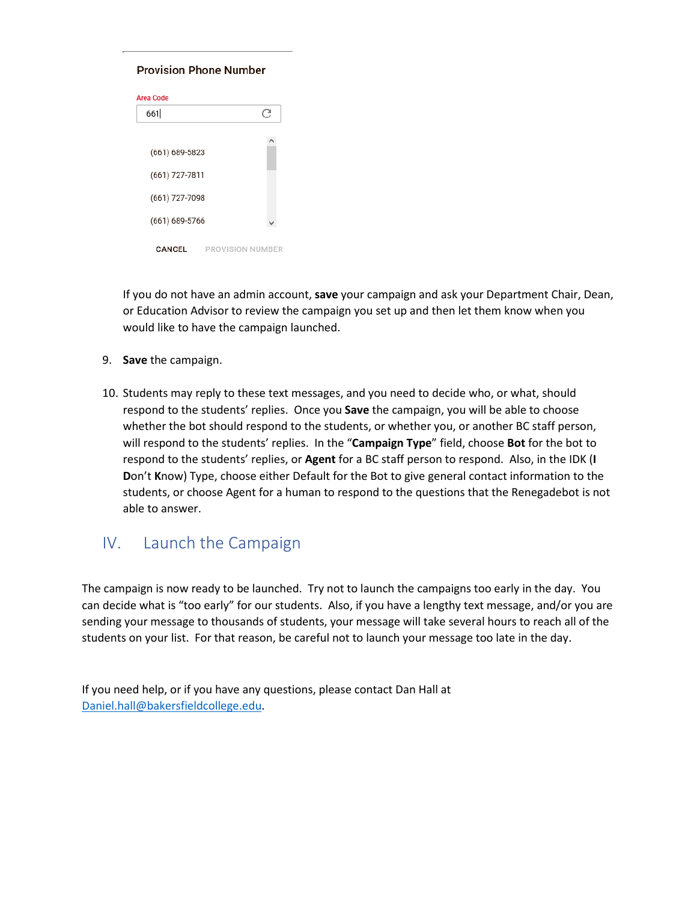Provision Phone Number

Area Code

661

(661) 689-5823

(661) 727-7811

(661) 727-7098

(661) 689-5766

CANCEL PROVISION NUMBER

If you do not have an admin account, **save** your campaign and ask your Department Chair, Dean, or Education Advisor to review the campaign you set up and then let them know when you would like to have the campaign launched.

9. **Save** the campaign.

10. Students may reply to these text messages, and you need to decide who, or what, should respond to the students' replies. Once you **Save** the campaign, you will be able to choose whether the bot should respond to the students, or whether you, or another BC staff person, will respond to the students' replies. In the "**Campaign Type**" field, choose **Bot** for the bot to respond to the students' replies, or **Agent** for a BC staff person to respond. Also, in the IDK (**I** **D**on't **K**now) Type, choose either Default for the Bot to give general contact information to the students, or choose Agent for a human to respond to the questions that the Renegadebot is not able to answer.

## IV. Launch the Campaign

The campaign is now ready to be launched. Try not to launch the campaigns too early in the day. You can decide what is "too early" for our students. Also, if you have a lengthy text message, and/or you are sending your message to thousands of students, your message will take several hours to reach all of the students on your list. For that reason, be careful not to launch your message too late in the day.

If you need help, or if you have any questions, please contact Dan Hall at [Daniel.hall@bakersfieldcollege.edu](mailto:Daniel.hall@bakersfieldcollege.edu).